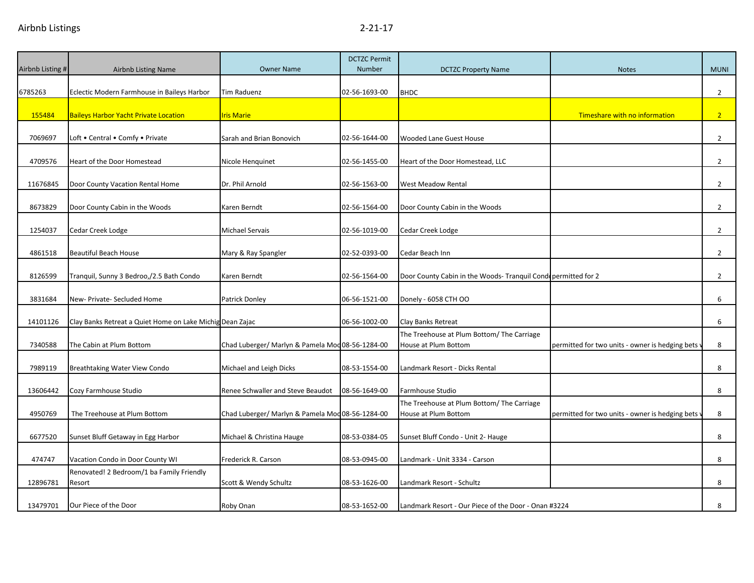Airbnb Listings 2-21-17

| Airbnb Listing # | Airbnb Listing Name | Owner Name | DCTZC Permit Number | DCTZC Property Name | Notes | MUNI |
|---|---|---|---|---|---|---|
| 6785263 | Eclectic Modern Farmhouse in Baileys Harbor | Tim Raduenz | 02-56-1693-00 | BHDC | | 2 |
| 155484 | Baileys Harbor Yacht Private Location | Iris Marie | | | Timeshare with no information | 2 |
| 7069697 | Loft • Central • Comfy • Private | Sarah and Brian Bonovich | 02-56-1644-00 | Wooded Lane Guest House | | 2 |
| 4709576 | Heart of the Door Homestead | Nicole Henquinet | 02-56-1455-00 | Heart of the Door Homestead, LLC | | 2 |
| 11676845 | Door County Vacation Rental Home | Dr. Phil Arnold | 02-56-1563-00 | West Meadow Rental | | 2 |
| 8673829 | Door County Cabin in the Woods | Karen Berndt | 02-56-1564-00 | Door County Cabin in the Woods | | 2 |
| 1254037 | Cedar Creek Lodge | Michael Servais | 02-56-1019-00 | Cedar Creek Lodge | | 2 |
| 4861518 | Beautiful Beach House | Mary & Ray Spangler | 02-52-0393-00 | Cedar Beach Inn | | 2 |
| 8126599 | Tranquil, Sunny 3 Bedroo,/2.5 Bath Condo | Karen Berndt | 02-56-1564-00 | Door County Cabin in the Woods- Tranquil Cond | permitted for 2 | 2 |
| 3831684 | New- Private- Secluded Home | Patrick Donley | 06-56-1521-00 | Donely - 6058 CTH OO | | 6 |
| 14101126 | Clay Banks Retreat a Quiet Home on Lake Michig | Dean Zajac | 06-56-1002-00 | Clay Banks Retreat | | 6 |
| 7340588 | The Cabin at Plum Bottom | Chad Luberger/ Marlyn & Pamela Mod | 08-56-1284-00 | The Treehouse at Plum Bottom/ The Carriage House at Plum Bottom | permitted for two units - owner is hedging bets | 8 |
| 7989119 | Breathtaking Water View Condo | Michael and Leigh Dicks | 08-53-1554-00 | Landmark Resort - Dicks Rental | | 8 |
| 13606442 | Cozy Farmhouse Studio | Renee Schwaller and Steve Beaudot | 08-56-1649-00 | Farmhouse Studio | | 8 |
| 4950769 | The Treehouse at Plum Bottom | Chad Luberger/ Marlyn & Pamela Mod | 08-56-1284-00 | The Treehouse at Plum Bottom/ The Carriage House at Plum Bottom | permitted for two units - owner is hedging bets | 8 |
| 6677520 | Sunset Bluff Getaway in Egg Harbor | Michael & Christina Hauge | 08-53-0384-05 | Sunset Bluff Condo - Unit 2- Hauge | | 8 |
| 474747 | Vacation Condo in Door County WI | Frederick R. Carson | 08-53-0945-00 | Landmark - Unit 3334 - Carson | | 8 |
| 12896781 | Renovated! 2 Bedroom/1 ba Family Friendly Resort | Scott & Wendy Schultz | 08-53-1626-00 | Landmark Resort - Schultz | | 8 |
| 13479701 | Our Piece of the Door | Roby Onan | 08-53-1652-00 | Landmark Resort - Our Piece of the Door - Onan #3224 | | 8 |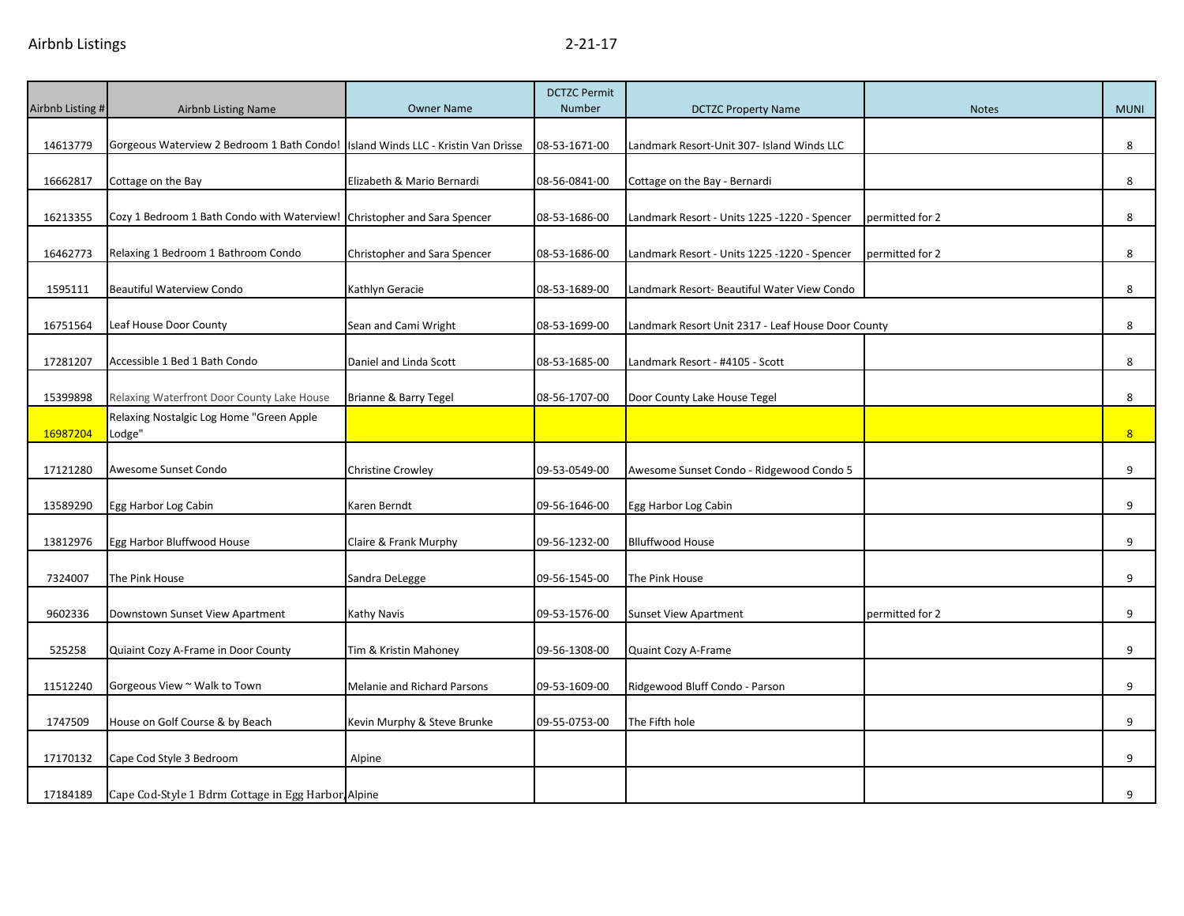Airbnb Listings 2-21-17

| Airbnb Listing # | Airbnb Listing Name | Owner Name | DCTZC Permit Number | DCTZC Property Name | Notes | MUNI |
|---|---|---|---|---|---|---|
| 14613779 | Gorgeous Waterview 2 Bedroom 1 Bath Condo! | Island Winds LLC - Kristin Van Drisse | 08-53-1671-00 | Landmark Resort-Unit 307- Island Winds LLC | | 8 |
| 16662817 | Cottage on the Bay | Elizabeth & Mario Bernardi | 08-56-0841-00 | Cottage on the Bay - Bernardi | | 8 |
| 16213355 | Cozy 1 Bedroom 1 Bath Condo with Waterview! | Christopher and Sara Spencer | 08-53-1686-00 | Landmark Resort - Units 1225 -1220 - Spencer | permitted for 2 | 8 |
| 16462773 | Relaxing 1 Bedroom 1 Bathroom Condo | Christopher and Sara Spencer | 08-53-1686-00 | Landmark Resort - Units 1225 -1220 - Spencer | permitted for 2 | 8 |
| 1595111 | Beautiful Waterview Condo | Kathlyn Geracie | 08-53-1689-00 | Landmark Resort- Beautiful Water View Condo | | 8 |
| 16751564 | Leaf House Door County | Sean and Cami Wright | 08-53-1699-00 | Landmark Resort Unit 2317 - Leaf House Door County | | 8 |
| 17281207 | Accessible 1 Bed 1 Bath Condo | Daniel and Linda Scott | 08-53-1685-00 | Landmark Resort - #4105 - Scott | | 8 |
| 15399898 | Relaxing Waterfront Door County Lake House | Brianne & Barry Tegel | 08-56-1707-00 | Door County Lake House Tegel | | 8 |
| 16987204 | Relaxing Nostalgic Log Home "Green Apple Lodge" | | | | | 8 |
| 17121280 | Awesome Sunset Condo | Christine Crowley | 09-53-0549-00 | Awesome Sunset Condo - Ridgewood Condo 5 | | 9 |
| 13589290 | Egg Harbor Log Cabin | Karen Berndt | 09-56-1646-00 | Egg Harbor Log Cabin | | 9 |
| 13812976 | Egg Harbor Bluffwood House | Claire & Frank Murphy | 09-56-1232-00 | Blluffwood House | | 9 |
| 7324007 | The Pink House | Sandra DeLegge | 09-56-1545-00 | The Pink House | | 9 |
| 9602336 | Downtown Sunset View Apartment | Kathy Navis | 09-53-1576-00 | Sunset View Apartment | permitted for 2 | 9 |
| 525258 | Quiaint Cozy A-Frame in Door County | Tim & Kristin Mahoney | 09-56-1308-00 | Quaint Cozy A-Frame | | 9 |
| 11512240 | Gorgeous View ~ Walk to Town | Melanie and Richard Parsons | 09-53-1609-00 | Ridgewood Bluff Condo - Parson | | 9 |
| 1747509 | House on Golf Course & by Beach | Kevin Murphy & Steve Brunke | 09-55-0753-00 | The Fifth hole | | 9 |
| 17170132 | Cape Cod Style 3 Bedroom | Alpine | | | | 9 |
| 17184189 | Cape Cod-Style 1 Bdrm Cottage in Egg Harbor | Alpine | | | | 9 |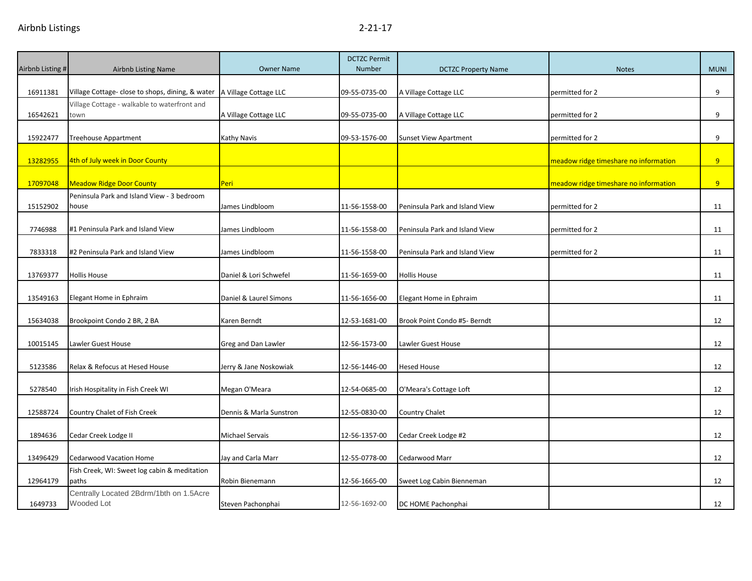| Airbnb Listing # | Airbnb Listing Name | Owner Name | DCTZC Permit Number | DCTZC Property Name | Notes | MUNI |
|---|---|---|---|---|---|---|
| 16911381 | Village Cottage- close to shops, dining, & water | A Village Cottage LLC | 09-55-0735-00 | A Village Cottage LLC | permitted for 2 | 9 |
| 16542621 | Village Cottage - walkable to waterfront and town | A Village Cottage LLC | 09-55-0735-00 | A Village Cottage LLC | permitted for 2 | 9 |
| 15922477 | Treehouse Appartment | Kathy Navis | 09-53-1576-00 | Sunset View Apartment | permitted for 2 | 9 |
| 13282955 | 4th of July week in Door County | | | | meadow ridge timeshare no information | 9 |
| 17097048 | Meadow Ridge Door County | Peri | | | meadow ridge timeshare no information | 9 |
| 15152902 | Peninsula Park and Island View - 3 bedroom house | James Lindbloom | 11-56-1558-00 | Peninsula Park and Island View | permitted for 2 | 11 |
| 7746988 | #1 Peninsula Park and Island View | James Lindbloom | 11-56-1558-00 | Peninsula Park and Island View | permitted for 2 | 11 |
| 7833318 | #2 Peninsula Park and Island View | James Lindbloom | 11-56-1558-00 | Peninsula Park and Island View | permitted for 2 | 11 |
| 13769377 | Hollis House | Daniel & Lori Schwefel | 11-56-1659-00 | Hollis House | | 11 |
| 13549163 | Elegant Home in Ephraim | Daniel & Laurel Simons | 11-56-1656-00 | Elegant Home in Ephraim | | 11 |
| 15634038 | Brookpoint Condo 2 BR, 2 BA | Karen Berndt | 12-53-1681-00 | Brook Point Condo #5- Berndt | | 12 |
| 10015145 | Lawler Guest House | Greg and Dan Lawler | 12-56-1573-00 | Lawler Guest House | | 12 |
| 5123586 | Relax & Refocus at Hesed House | Jerry & Jane Noskowiak | 12-56-1446-00 | Hesed House | | 12 |
| 5278540 | Irish Hospitality in Fish Creek WI | Megan O'Meara | 12-54-0685-00 | O'Meara's Cottage Loft | | 12 |
| 12588724 | Country Chalet of Fish Creek | Dennis & Marla Sunstron | 12-55-0830-00 | Country Chalet | | 12 |
| 1894636 | Cedar Creek Lodge II | Michael Servais | 12-56-1357-00 | Cedar Creek Lodge #2 | | 12 |
| 13496429 | Cedarwood Vacation Home | Jay and Carla Marr | 12-55-0778-00 | Cedarwood Marr | | 12 |
| 12964179 | Fish Creek, WI: Sweet log cabin & meditation paths | Robin Bienemann | 12-56-1665-00 | Sweet Log Cabin Bienneman | | 12 |
| 1649733 | Centrally Located 2Bdrm/1bth on 1.5Acre Wooded Lot | Steven Pachonphai | 12-56-1692-00 | DC HOME Pachonphai | | 12 |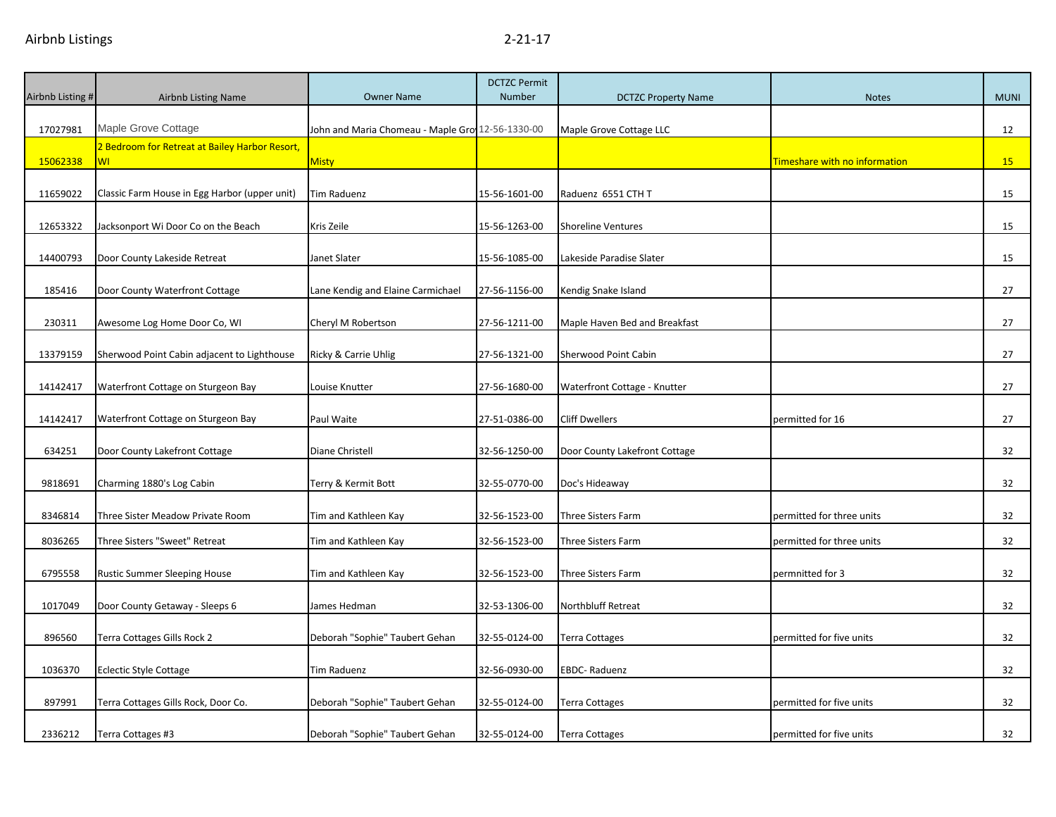| Airbnb Listing # | Airbnb Listing Name | Owner Name | DCTZC Permit Number | DCTZC Property Name | Notes | MUNI |
|---|---|---|---|---|---|---|
| 17027981 | Maple Grove Cottage | John and Maria Chomeau - Maple Gro | 12-56-1330-00 | Maple Grove Cottage LLC | | 12 |
| 15062338 | 2 Bedroom for Retreat at Bailey Harbor Resort, WI | Misty | | | Timeshare with no information | 15 |
| 11659022 | Classic Farm House in Egg Harbor (upper unit) | Tim Raduenz | 15-56-1601-00 | Raduenz 6551 CTH T | | 15 |
| 12653322 | Jacksonport Wi Door Co on the Beach | Kris Zeile | 15-56-1263-00 | Shoreline Ventures | | 15 |
| 14400793 | Door County Lakeside Retreat | Janet Slater | 15-56-1085-00 | Lakeside Paradise Slater | | 15 |
| 185416 | Door County Waterfront Cottage | Lane Kendig and Elaine Carmichael | 27-56-1156-00 | Kendig Snake Island | | 27 |
| 230311 | Awesome Log Home Door Co, WI | Cheryl M Robertson | 27-56-1211-00 | Maple Haven Bed and Breakfast | | 27 |
| 13379159 | Sherwood Point Cabin adjacent to Lighthouse | Ricky & Carrie Uhlig | 27-56-1321-00 | Sherwood Point Cabin | | 27 |
| 14142417 | Waterfront Cottage on Sturgeon Bay | Louise Knutter | 27-56-1680-00 | Waterfront Cottage - Knutter | | 27 |
| 14142417 | Waterfront Cottage on Sturgeon Bay | Paul Waite | 27-51-0386-00 | Cliff Dwellers | permitted for 16 | 27 |
| 634251 | Door County Lakefront Cottage | Diane Christell | 32-56-1250-00 | Door County Lakefront Cottage | | 32 |
| 9818691 | Charming 1880's Log Cabin | Terry & Kermit Bott | 32-55-0770-00 | Doc's Hideaway | | 32 |
| 8346814 | Three Sister Meadow Private Room | Tim and Kathleen Kay | 32-56-1523-00 | Three Sisters Farm | permitted for three units | 32 |
| 8036265 | Three Sisters "Sweet" Retreat | Tim and Kathleen Kay | 32-56-1523-00 | Three Sisters Farm | permitted for three units | 32 |
| 6795558 | Rustic Summer Sleeping House | Tim and Kathleen Kay | 32-56-1523-00 | Three Sisters Farm | permnitted for 3 | 32 |
| 1017049 | Door County Getaway - Sleeps 6 | James Hedman | 32-53-1306-00 | Northbluff Retreat | | 32 |
| 896560 | Terra Cottages Gills Rock 2 | Deborah "Sophie" Taubert Gehan | 32-55-0124-00 | Terra Cottages | permitted for five units | 32 |
| 1036370 | Eclectic Style Cottage | Tim Raduenz | 32-56-0930-00 | EBDC- Raduenz | | 32 |
| 897991 | Terra Cottages Gills Rock, Door Co. | Deborah "Sophie" Taubert Gehan | 32-55-0124-00 | Terra Cottages | permitted for five units | 32 |
| 2336212 | Terra Cottages #3 | Deborah "Sophie" Taubert Gehan | 32-55-0124-00 | Terra Cottages | permitted for five units | 32 |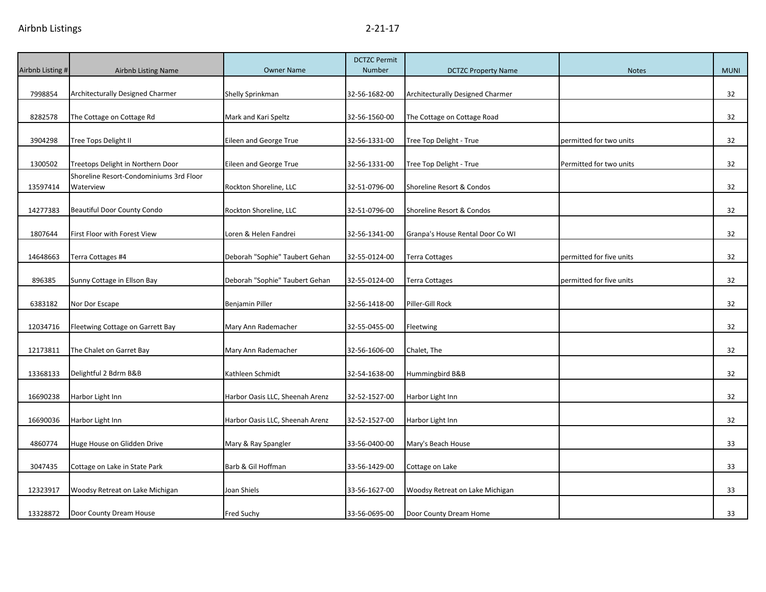| Airbnb Listing # | Airbnb Listing Name | Owner Name | DCTZC Permit Number | DCTZC Property Name | Notes | MUNI |
|---|---|---|---|---|---|---|
| 7998854 | Architecturally Designed Charmer | Shelly Sprinkman | 32-56-1682-00 | Architecturally Designed Charmer | | 32 |
| 8282578 | The Cottage on Cottage Rd | Mark and Kari Speltz | 32-56-1560-00 | The Cottage on Cottage Road | | 32 |
| 3904298 | Tree Tops Delight II | Eileen and George True | 32-56-1331-00 | Tree Top Delight - True | permitted for two units | 32 |
| 1300502 | Treetops Delight in Northern Door | Eileen and George True | 32-56-1331-00 | Tree Top Delight - True | Permitted for two units | 32 |
| 13597414 | Shoreline Resort-Condominiums 3rd Floor Waterview | Rockton Shoreline, LLC | 32-51-0796-00 | Shoreline Resort & Condos | | 32 |
| 14277383 | Beautiful Door County Condo | Rockton Shoreline, LLC | 32-51-0796-00 | Shoreline Resort & Condos | | 32 |
| 1807644 | First Floor with Forest View | Loren & Helen Fandrei | 32-56-1341-00 | Granpa's House Rental Door Co WI | | 32 |
| 14648663 | Terra Cottages #4 | Deborah "Sophie" Taubert Gehan | 32-55-0124-00 | Terra Cottages | permitted for five units | 32 |
| 896385 | Sunny Cottage in Ellson Bay | Deborah "Sophie" Taubert Gehan | 32-55-0124-00 | Terra Cottages | permitted for five units | 32 |
| 6383182 | Nor Dor Escape | Benjamin Piller | 32-56-1418-00 | Piller-Gill Rock | | 32 |
| 12034716 | Fleetwing Cottage on Garrett Bay | Mary Ann Rademacher | 32-55-0455-00 | Fleetwing | | 32 |
| 12173811 | The Chalet on Garret Bay | Mary Ann Rademacher | 32-56-1606-00 | Chalet, The | | 32 |
| 13368133 | Delightful 2 Bdrm B&B | Kathleen Schmidt | 32-54-1638-00 | Hummingbird B&B | | 32 |
| 16690238 | Harbor Light Inn | Harbor Oasis LLC, Sheenah Arenz | 32-52-1527-00 | Harbor Light Inn | | 32 |
| 16690036 | Harbor Light Inn | Harbor Oasis LLC, Sheenah Arenz | 32-52-1527-00 | Harbor Light Inn | | 32 |
| 4860774 | Huge House on Glidden Drive | Mary & Ray Spangler | 33-56-0400-00 | Mary's Beach House | | 33 |
| 3047435 | Cottage on Lake in State Park | Barb & Gil Hoffman | 33-56-1429-00 | Cottage on Lake | | 33 |
| 12323917 | Woodsy Retreat on Lake Michigan | Joan Shiels | 33-56-1627-00 | Woodsy Retreat on Lake Michigan | | 33 |
| 13328872 | Door County Dream House | Fred Suchy | 33-56-0695-00 | Door County Dream Home | | 33 |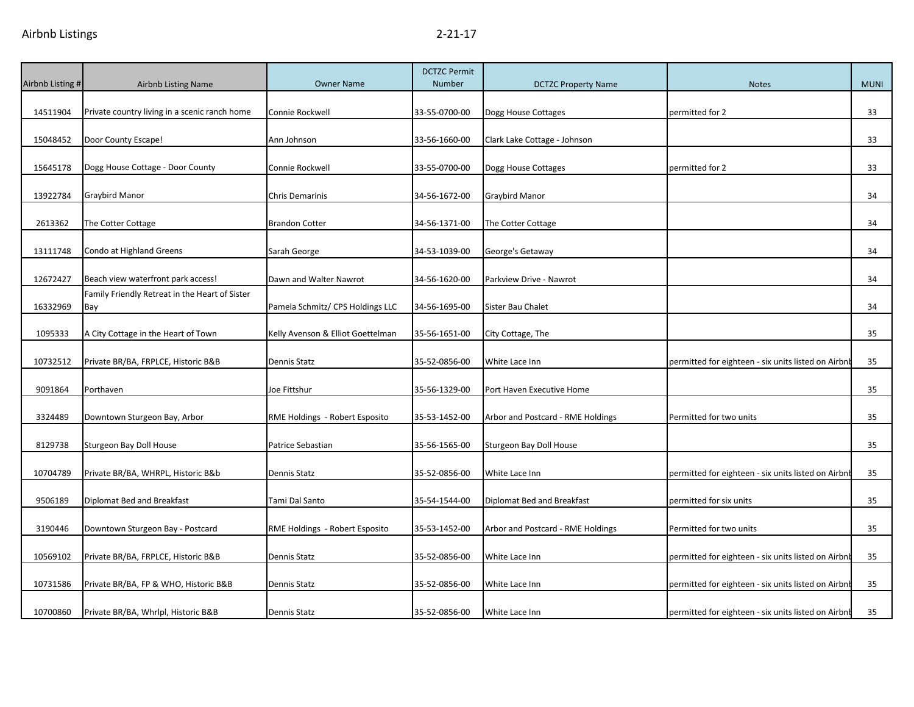| Airbnb Listing # | Airbnb Listing Name | Owner Name | DCTZC Permit Number | DCTZC Property Name | Notes | MUNI |
|---|---|---|---|---|---|---|
| 14511904 | Private country living in a scenic ranch home | Connie Rockwell | 33-55-0700-00 | Dogg House Cottages | permitted for 2 | 33 |
| 15048452 | Door County Escape! | Ann Johnson | 33-56-1660-00 | Clark Lake Cottage - Johnson | | 33 |
| 15645178 | Dogg House Cottage - Door County | Connie Rockwell | 33-55-0700-00 | Dogg House Cottages | permitted for 2 | 33 |
| 13922784 | Graybird Manor | Chris Demarinis | 34-56-1672-00 | Graybird Manor | | 34 |
| 2613362 | The Cotter Cottage | Brandon Cotter | 34-56-1371-00 | The Cotter Cottage | | 34 |
| 13111748 | Condo at Highland Greens | Sarah George | 34-53-1039-00 | George's Getaway | | 34 |
| 12672427 | Beach view waterfront park access! | Dawn and Walter Nawrot | 34-56-1620-00 | Parkview Drive - Nawrot | | 34 |
| 16332969 | Family Friendly Retreat in the Heart of Sister Bay | Pamela Schmitz/ CPS Holdings LLC | 34-56-1695-00 | Sister Bau Chalet | | 34 |
| 1095333 | A City Cottage in the Heart of Town | Kelly Avenson & Elliot Goettelman | 35-56-1651-00 | City Cottage, The | | 35 |
| 10732512 | Private BR/BA, FRPLCE, Historic B&B | Dennis Statz | 35-52-0856-00 | White Lace Inn | permitted for eighteen - six units listed on Airbnb | 35 |
| 9091864 | Porthaven | Joe Fittshur | 35-56-1329-00 | Port Haven Executive Home | | 35 |
| 3324489 | Downtown Sturgeon Bay, Arbor | RME Holdings - Robert Esposito | 35-53-1452-00 | Arbor and Postcard - RME Holdings | Permitted for two units | 35 |
| 8129738 | Sturgeon Bay Doll House | Patrice Sebastian | 35-56-1565-00 | Sturgeon Bay Doll House | | 35 |
| 10704789 | Private BR/BA, WHRPL, Historic B&b | Dennis Statz | 35-52-0856-00 | White Lace Inn | permitted for eighteen - six units listed on Airbnb | 35 |
| 9506189 | Diplomat Bed and Breakfast | Tami Dal Santo | 35-54-1544-00 | Diplomat Bed and Breakfast | permitted for six units | 35 |
| 3190446 | Downtown Sturgeon Bay - Postcard | RME Holdings - Robert Esposito | 35-53-1452-00 | Arbor and Postcard - RME Holdings | Permitted for two units | 35 |
| 10569102 | Private BR/BA, FRPLCE, Historic B&B | Dennis Statz | 35-52-0856-00 | White Lace Inn | permitted for eighteen - six units listed on Airbnb | 35 |
| 10731586 | Private BR/BA, FP & WHO, Historic B&B | Dennis Statz | 35-52-0856-00 | White Lace Inn | permitted for eighteen - six units listed on Airbnb | 35 |
| 10700860 | Private BR/BA, Whrlpl, Historic B&B | Dennis Statz | 35-52-0856-00 | White Lace Inn | permitted for eighteen - six units listed on Airbnb | 35 |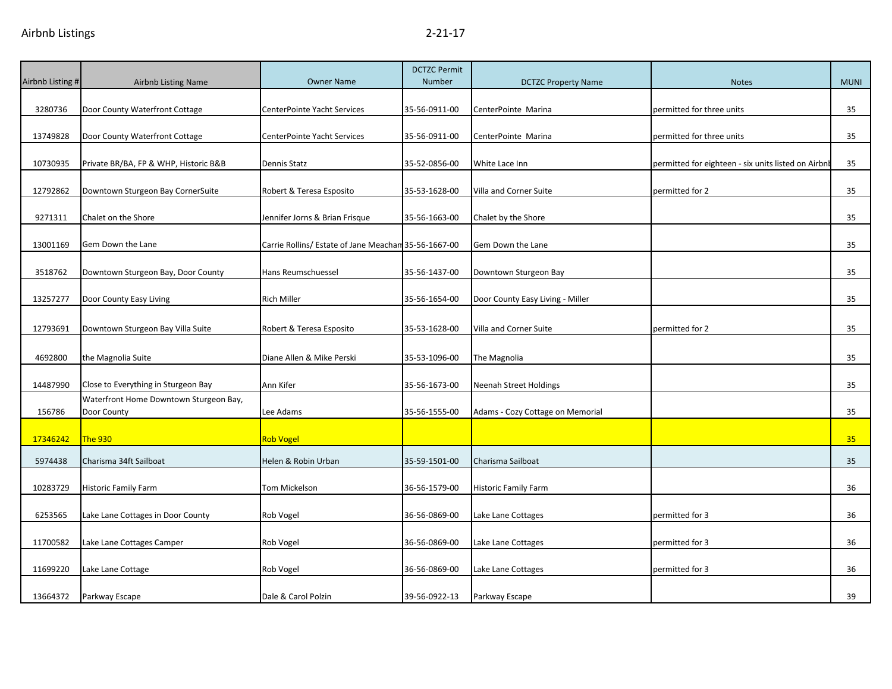| Airbnb Listing # | Airbnb Listing Name | Owner Name | DCTZC Permit Number | DCTZC Property Name | Notes | MUNI |
|---|---|---|---|---|---|---|
| 3280736 | Door County Waterfront Cottage | CenterPointe Yacht Services | 35-56-0911-00 | CenterPointe Marina | permitted for three units | 35 |
| 13749828 | Door County Waterfront Cottage | CenterPointe Yacht Services | 35-56-0911-00 | CenterPointe Marina | permitted for three units | 35 |
| 10730935 | Private BR/BA, FP & WHP, Historic B&B | Dennis Statz | 35-52-0856-00 | White Lace Inn | permitted for eighteen - six units listed on Airbnb | 35 |
| 12792862 | Downtown Sturgeon Bay CornerSuite | Robert & Teresa Esposito | 35-53-1628-00 | Villa and Corner Suite | permitted for 2 | 35 |
| 9271311 | Chalet on the Shore | Jennifer Jorns & Brian Frisque | 35-56-1663-00 | Chalet by the Shore | | 35 |
| 13001169 | Gem Down the Lane | Carrie Rollins/ Estate of Jane Meachan | 35-56-1667-00 | Gem Down the Lane | | 35 |
| 3518762 | Downtown Sturgeon Bay, Door County | Hans Reumschuessel | 35-56-1437-00 | Downtown Sturgeon Bay | | 35 |
| 13257277 | Door County Easy Living | Rich Miller | 35-56-1654-00 | Door County Easy Living - Miller | | 35 |
| 12793691 | Downtown Sturgeon Bay Villa Suite | Robert & Teresa Esposito | 35-53-1628-00 | Villa and Corner Suite | permitted for 2 | 35 |
| 4692800 | the Magnolia Suite | Diane Allen & Mike Perski | 35-53-1096-00 | The Magnolia | | 35 |
| 14487990 | Close to Everything in Sturgeon Bay | Ann Kifer | 35-56-1673-00 | Neenah Street Holdings | | 35 |
| 156786 | Waterfront Home Downtown Sturgeon Bay, Door County | Lee Adams | 35-56-1555-00 | Adams - Cozy Cottage on Memorial | | 35 |
| 17346242 | The 930 | Rob Vogel | | | | 35 |
| 5974438 | Charisma 34ft Sailboat | Helen & Robin Urban | 35-59-1501-00 | Charisma Sailboat | | 35 |
| 10283729 | Historic Family Farm | Tom Mickelson | 36-56-1579-00 | Historic Family Farm | | 36 |
| 6253565 | Lake Lane Cottages in Door County | Rob Vogel | 36-56-0869-00 | Lake Lane Cottages | permitted for 3 | 36 |
| 11700582 | Lake Lane Cottages Camper | Rob Vogel | 36-56-0869-00 | Lake Lane Cottages | permitted for 3 | 36 |
| 11699220 | Lake Lane Cottage | Rob Vogel | 36-56-0869-00 | Lake Lane Cottages | permitted for 3 | 36 |
| 13664372 | Parkway Escape | Dale & Carol Polzin | 39-56-0922-13 | Parkway Escape | | 39 |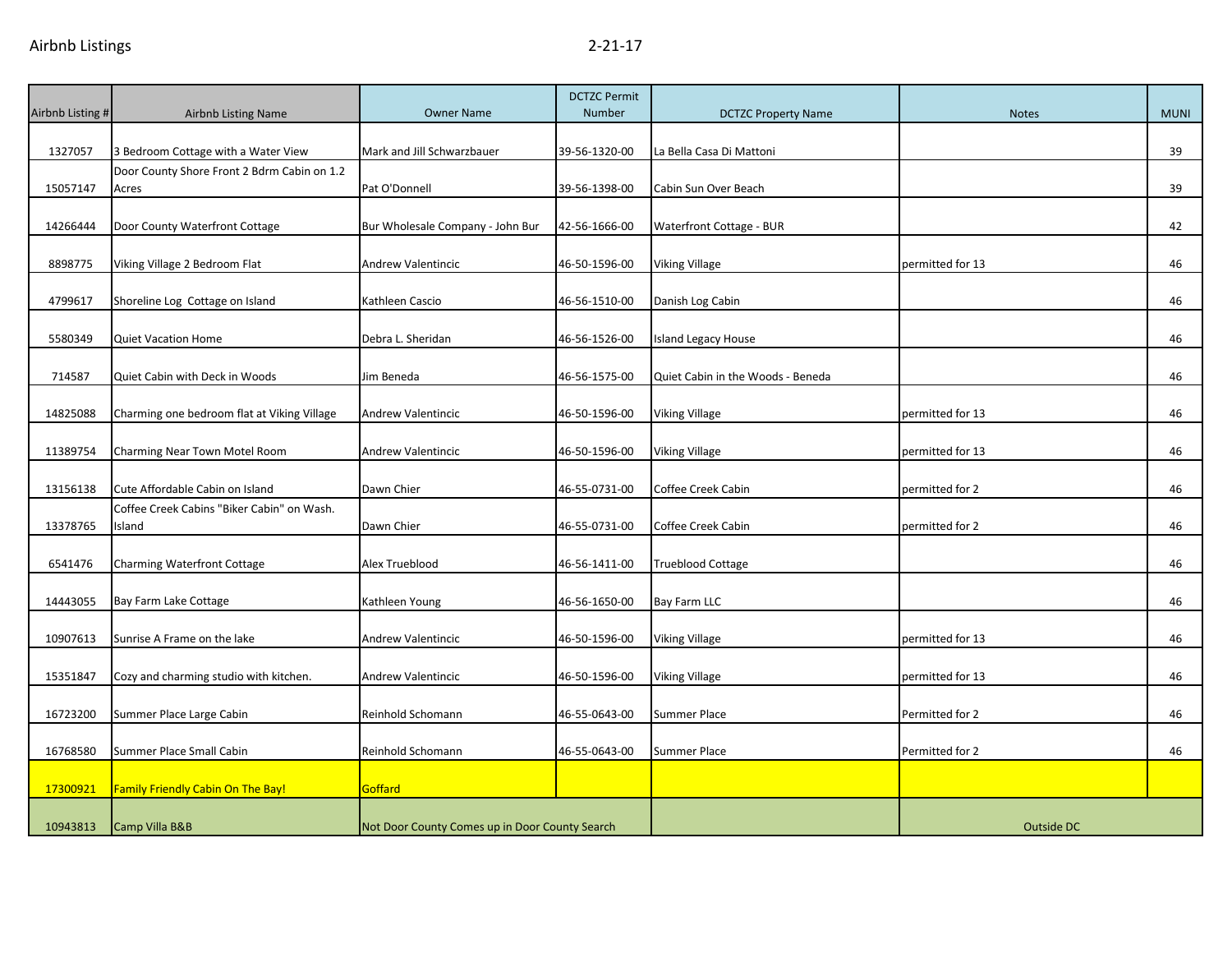| Airbnb Listing # | Airbnb Listing Name | Owner Name | DCTZC Permit Number | DCTZC Property Name | Notes | MUNI |
|---|---|---|---|---|---|---|
| 1327057 | 3 Bedroom Cottage with a Water View | Mark and Jill Schwarzbauer | 39-56-1320-00 | La Bella Casa Di Mattoni | | 39 |
| 15057147 | Door County Shore Front 2 Bdrm Cabin on 1.2 Acres | Pat O'Donnell | 39-56-1398-00 | Cabin Sun Over Beach | | 39 |
| 14266444 | Door County Waterfront Cottage | Bur Wholesale Company - John Bur | 42-56-1666-00 | Waterfront Cottage - BUR | | 42 |
| 8898775 | Viking Village 2 Bedroom Flat | Andrew Valentincic | 46-50-1596-00 | Viking Village | permitted for 13 | 46 |
| 4799617 | Shoreline Log Cottage on Island | Kathleen Cascio | 46-56-1510-00 | Danish Log Cabin | | 46 |
| 5580349 | Quiet Vacation Home | Debra L. Sheridan | 46-56-1526-00 | Island Legacy House | | 46 |
| 714587 | Quiet Cabin with Deck in Woods | Jim Beneda | 46-56-1575-00 | Quiet Cabin in the Woods - Beneda | | 46 |
| 14825088 | Charming one bedroom flat at Viking Village | Andrew Valentincic | 46-50-1596-00 | Viking Village | permitted for 13 | 46 |
| 11389754 | Charming Near Town Motel Room | Andrew Valentincic | 46-50-1596-00 | Viking Village | permitted for 13 | 46 |
| 13156138 | Cute Affordable Cabin on Island | Dawn Chier | 46-55-0731-00 | Coffee Creek Cabin | permitted for 2 | 46 |
| 13378765 | Coffee Creek Cabins "Biker Cabin" on Wash. Island | Dawn Chier | 46-55-0731-00 | Coffee Creek Cabin | permitted for 2 | 46 |
| 6541476 | Charming Waterfront Cottage | Alex Trueblood | 46-56-1411-00 | Trueblood Cottage | | 46 |
| 14443055 | Bay Farm Lake Cottage | Kathleen Young | 46-56-1650-00 | Bay Farm LLC | | 46 |
| 10907613 | Sunrise A Frame on the lake | Andrew Valentincic | 46-50-1596-00 | Viking Village | permitted for 13 | 46 |
| 15351847 | Cozy and charming studio with kitchen. | Andrew Valentincic | 46-50-1596-00 | Viking Village | permitted for 13 | 46 |
| 16723200 | Summer Place Large Cabin | Reinhold Schomann | 46-55-0643-00 | Summer Place | Permitted for 2 | 46 |
| 16768580 | Summer Place Small Cabin | Reinhold Schomann | 46-55-0643-00 | Summer Place | Permitted for 2 | 46 |
| 17300921 | Family Friendly Cabin On The Bay! | Goffard | | | | |
| 10943813 | Camp Villa B&B | Not Door County Comes up in Door County Search | | | Outside DC | |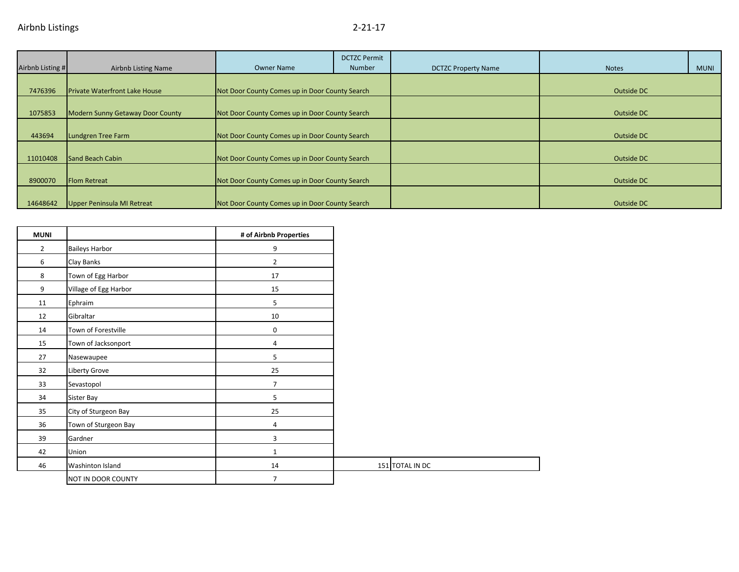Airbnb Listings 2-21-17

| Airbnb Listing # | Airbnb Listing Name | Owner Name | DCTZC Permit Number | DCTZC Property Name | Notes | MUNI |
|---|---|---|---|---|---|---|
| 7476396 | Private Waterfront Lake House | Not Door County Comes up in Door County Search | | | Outside DC | |
| 1075853 | Modern Sunny Getaway Door County | Not Door County Comes up in Door County Search | | | Outside DC | |
| 443694 | Lundgren Tree Farm | Not Door County Comes up in Door County Search | | | Outside DC | |
| 11010408 | Sand Beach Cabin | Not Door County Comes up in Door County Search | | | Outside DC | |
| 8900070 | Flom Retreat | Not Door County Comes up in Door County Search | | | Outside DC | |
| 14648642 | Upper Peninsula MI Retreat | Not Door County Comes up in Door County Search | | | Outside DC | |

| MUNI | | # of Airbnb Properties | | |
|---|---|---|---|---|
| 2 | Baileys Harbor | 9 | | |
| 6 | Clay Banks | 2 | | |
| 8 | Town of Egg Harbor | 17 | | |
| 9 | Village of Egg Harbor | 15 | | |
| 11 | Ephraim | 5 | | |
| 12 | Gibraltar | 10 | | |
| 14 | Town of Forestville | 0 | | |
| 15 | Town of Jacksonport | 4 | | |
| 27 | Nasewaupee | 5 | | |
| 32 | Liberty Grove | 25 | | |
| 33 | Sevastopol | 7 | | |
| 34 | Sister Bay | 5 | | |
| 35 | City of Sturgeon Bay | 25 | | |
| 36 | Town of Sturgeon Bay | 4 | | |
| 39 | Gardner | 3 | | |
| 42 | Union | 1 | | |
| 46 | Washinton Island | 14 | 151 | TOTAL IN DC |
| | NOT IN DOOR COUNTY | 7 | | |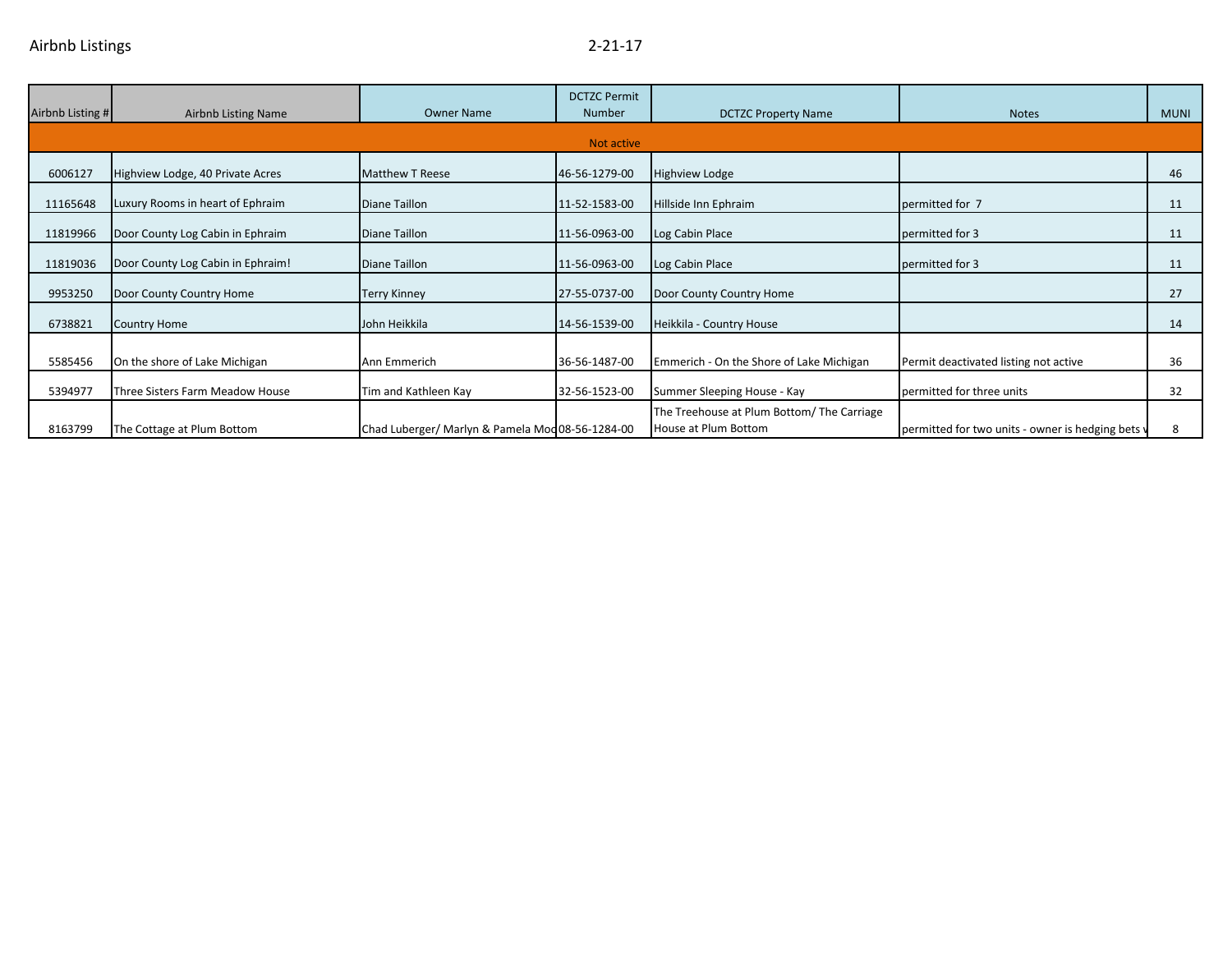Airbnb Listings 2-21-17

| Airbnb Listing # | Airbnb Listing Name | Owner Name | DCTZC Permit Number | DCTZC Property Name | Notes | MUNI |
|---|---|---|---|---|---|---|
| Not active | | | | | | |
| 6006127 | Highview Lodge, 40 Private Acres | Matthew T Reese | 46-56-1279-00 | Highview Lodge | | 46 |
| 11165648 | Luxury Rooms in heart of Ephraim | Diane Taillon | 11-52-1583-00 | Hillside Inn Ephraim | permitted for 7 | 11 |
| 11819966 | Door County Log Cabin in Ephraim | Diane Taillon | 11-56-0963-00 | Log Cabin Place | permitted for 3 | 11 |
| 11819036 | Door County Log Cabin in Ephraim! | Diane Taillon | 11-56-0963-00 | Log Cabin Place | permitted for 3 | 11 |
| 9953250 | Door County Country Home | Terry Kinney | 27-55-0737-00 | Door County Country Home | | 27 |
| 6738821 | Country Home | John Heikkila | 14-56-1539-00 | Heikkila - Country House | | 14 |
| 5585456 | On the shore of Lake Michigan | Ann Emmerich | 36-56-1487-00 | Emmerich - On the Shore of Lake Michigan | Permit deactivated listing not active | 36 |
| 5394977 | Three Sisters Farm Meadow House | Tim and Kathleen Kay | 32-56-1523-00 | Summer Sleeping House - Kay | permitted for three units | 32 |
| 8163799 | The Cottage at Plum Bottom | Chad Luberger/ Marlyn & Pamela Moc | 08-56-1284-00 | The Treehouse at Plum Bottom/ The Carriage House at Plum Bottom | permitted for two units - owner is hedging bets v | 8 |